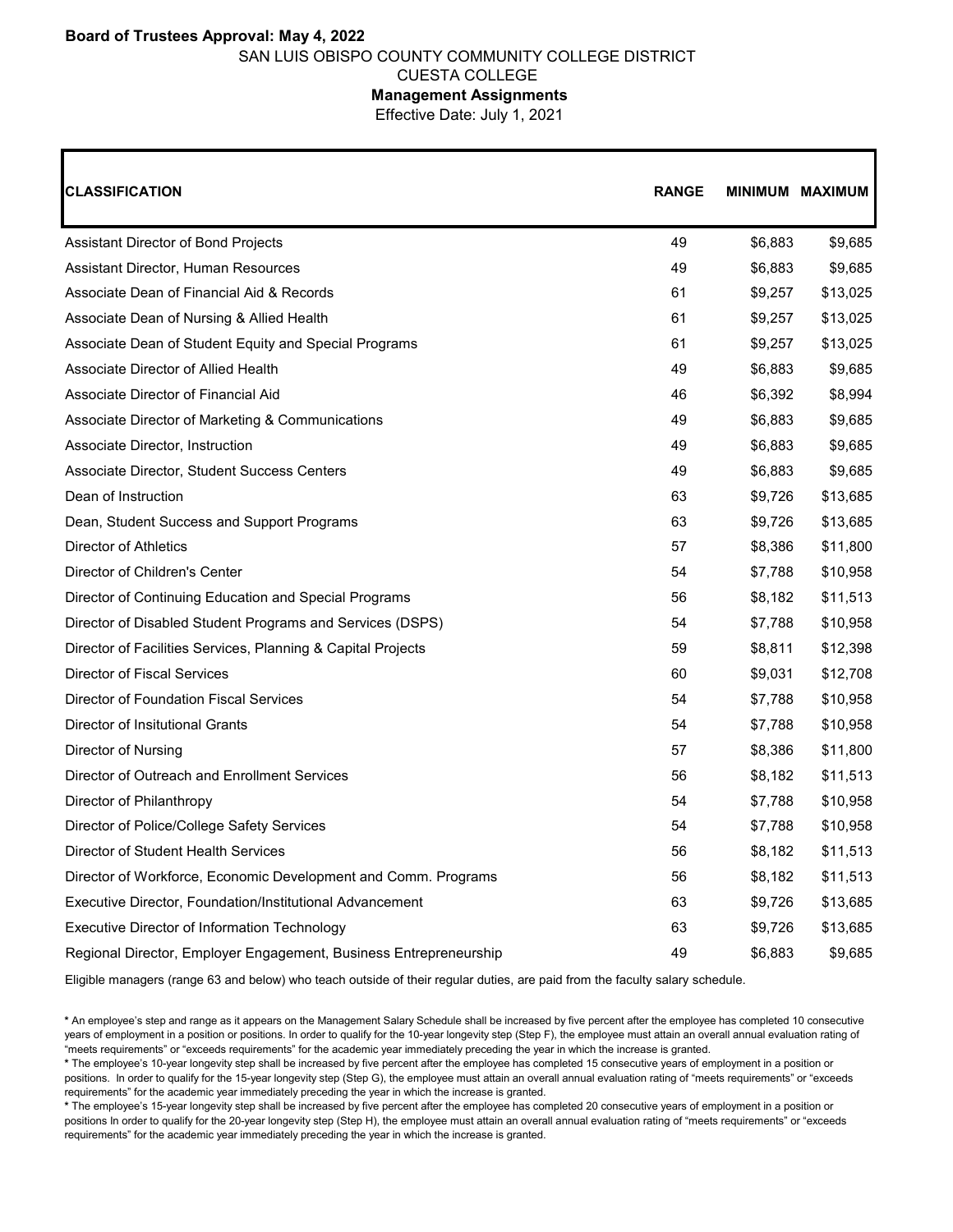**Board of Trustees Approval: May 4, 2022**

SAN LUIS OBISPO COUNTY COMMUNITY COLLEGE DISTRICT

CUESTA COLLEGE

**Management Assignments**

Effective Date: July 1, 2021

| CLASSIFICATION | RANGE | MINIMUM | MAXIMUM |
|---|---|---|---|
| Assistant Director of Bond Projects | 49 | $6,883 | $9,685 |
| Assistant Director, Human Resources | 49 | $6,883 | $9,685 |
| Associate Dean of Financial Aid & Records | 61 | $9,257 | $13,025 |
| Associate Dean of Nursing & Allied Health | 61 | $9,257 | $13,025 |
| Associate Dean of Student Equity and Special Programs | 61 | $9,257 | $13,025 |
| Associate Director of Allied Health | 49 | $6,883 | $9,685 |
| Associate Director of Financial Aid | 46 | $6,392 | $8,994 |
| Associate Director of Marketing & Communications | 49 | $6,883 | $9,685 |
| Associate Director, Instruction | 49 | $6,883 | $9,685 |
| Associate Director, Student Success Centers | 49 | $6,883 | $9,685 |
| Dean of Instruction | 63 | $9,726 | $13,685 |
| Dean, Student Success and Support Programs | 63 | $9,726 | $13,685 |
| Director of Athletics | 57 | $8,386 | $11,800 |
| Director of Children's Center | 54 | $7,788 | $10,958 |
| Director of Continuing Education and Special Programs | 56 | $8,182 | $11,513 |
| Director of Disabled Student Programs and Services (DSPS) | 54 | $7,788 | $10,958 |
| Director of Facilities Services, Planning & Capital Projects | 59 | $8,811 | $12,398 |
| Director of Fiscal Services | 60 | $9,031 | $12,708 |
| Director of Foundation Fiscal Services | 54 | $7,788 | $10,958 |
| Director of Insitutional Grants | 54 | $7,788 | $10,958 |
| Director of Nursing | 57 | $8,386 | $11,800 |
| Director of Outreach and Enrollment Services | 56 | $8,182 | $11,513 |
| Director of Philanthropy | 54 | $7,788 | $10,958 |
| Director of Police/College Safety Services | 54 | $7,788 | $10,958 |
| Director of Student Health Services | 56 | $8,182 | $11,513 |
| Director of Workforce, Economic Development and Comm. Programs | 56 | $8,182 | $11,513 |
| Executive Director, Foundation/Institutional Advancement | 63 | $9,726 | $13,685 |
| Executive Director of Information Technology | 63 | $9,726 | $13,685 |
| Regional Director, Employer Engagement, Business Entrepreneurship | 49 | $6,883 | $9,685 |

Eligible managers (range 63 and below) who teach outside of their regular duties, are paid from the faculty salary schedule.

* An employee's step and range as it appears on the Management Salary Schedule shall be increased by five percent after the employee has completed 10 consecutive years of employment in a position or positions. In order to qualify for the 10-year longevity step (Step F), the employee must attain an overall annual evaluation rating of "meets requirements" or "exceeds requirements" for the academic year immediately preceding the year in which the increase is granted.

* The employee's 10-year longevity step shall be increased by five percent after the employee has completed 15 consecutive years of employment in a position or positions. In order to qualify for the 15-year longevity step (Step G), the employee must attain an overall annual evaluation rating of "meets requirements" or "exceeds requirements" for the academic year immediately preceding the year in which the increase is granted.

* The employee's 15-year longevity step shall be increased by five percent after the employee has completed 20 consecutive years of employment in a position or positions In order to qualify for the 20-year longevity step (Step H), the employee must attain an overall annual evaluation rating of "meets requirements" or "exceeds requirements" for the academic year immediately preceding the year in which the increase is granted.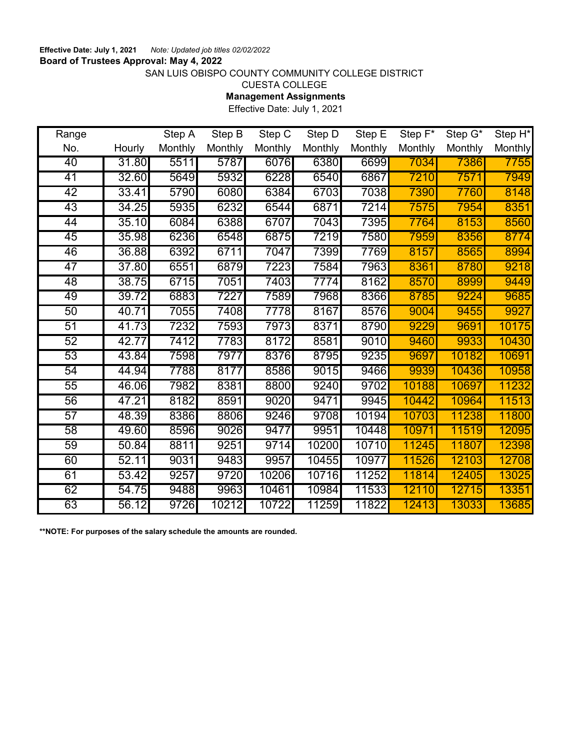**Effective Date: July 1, 2021** *Note: Updated job titles 02/02/2022*

**Board of Trustees Approval: May 4, 2022**

SAN LUIS OBISPO COUNTY COMMUNITY COLLEGE DISTRICT

CUESTA COLLEGE

**Management Assignments**

Effective Date: July 1, 2021

| Range No. | Hourly | Step A Monthly | Step B Monthly | Step C Monthly | Step D Monthly | Step E Monthly | Step F* Monthly | Step G* Monthly | Step H* Monthly |
|---|---|---|---|---|---|---|---|---|---|
| 40 | 31.80 | 5511 | 5787 | 6076 | 6380 | 6699 | 7034 | 7386 | 7755 |
| 41 | 32.60 | 5649 | 5932 | 6228 | 6540 | 6867 | 7210 | 7571 | 7949 |
| 42 | 33.41 | 5790 | 6080 | 6384 | 6703 | 7038 | 7390 | 7760 | 8148 |
| 43 | 34.25 | 5935 | 6232 | 6544 | 6871 | 7214 | 7575 | 7954 | 8351 |
| 44 | 35.10 | 6084 | 6388 | 6707 | 7043 | 7395 | 7764 | 8153 | 8560 |
| 45 | 35.98 | 6236 | 6548 | 6875 | 7219 | 7580 | 7959 | 8356 | 8774 |
| 46 | 36.88 | 6392 | 6711 | 7047 | 7399 | 7769 | 8157 | 8565 | 8994 |
| 47 | 37.80 | 6551 | 6879 | 7223 | 7584 | 7963 | 8361 | 8780 | 9218 |
| 48 | 38.75 | 6715 | 7051 | 7403 | 7774 | 8162 | 8570 | 8999 | 9449 |
| 49 | 39.72 | 6883 | 7227 | 7589 | 7968 | 8366 | 8785 | 9224 | 9685 |
| 50 | 40.71 | 7055 | 7408 | 7778 | 8167 | 8576 | 9004 | 9455 | 9927 |
| 51 | 41.73 | 7232 | 7593 | 7973 | 8371 | 8790 | 9229 | 9691 | 10175 |
| 52 | 42.77 | 7412 | 7783 | 8172 | 8581 | 9010 | 9460 | 9933 | 10430 |
| 53 | 43.84 | 7598 | 7977 | 8376 | 8795 | 9235 | 9697 | 10182 | 10691 |
| 54 | 44.94 | 7788 | 8177 | 8586 | 9015 | 9466 | 9939 | 10436 | 10958 |
| 55 | 46.06 | 7982 | 8381 | 8800 | 9240 | 9702 | 10188 | 10697 | 11232 |
| 56 | 47.21 | 8182 | 8591 | 9020 | 9471 | 9945 | 10442 | 10964 | 11513 |
| 57 | 48.39 | 8386 | 8806 | 9246 | 9708 | 10194 | 10703 | 11238 | 11800 |
| 58 | 49.60 | 8596 | 9026 | 9477 | 9951 | 10448 | 10971 | 11519 | 12095 |
| 59 | 50.84 | 8811 | 9251 | 9714 | 10200 | 10710 | 11245 | 11807 | 12398 |
| 60 | 52.11 | 9031 | 9483 | 9957 | 10455 | 10977 | 11526 | 12103 | 12708 |
| 61 | 53.42 | 9257 | 9720 | 10206 | 10716 | 11252 | 11814 | 12405 | 13025 |
| 62 | 54.75 | 9488 | 9963 | 10461 | 10984 | 11533 | 12110 | 12715 | 13351 |
| 63 | 56.12 | 9726 | 10212 | 10722 | 11259 | 11822 | 12413 | 13033 | 13685 |

**\*\*NOTE: For purposes of the salary schedule the amounts are rounded.**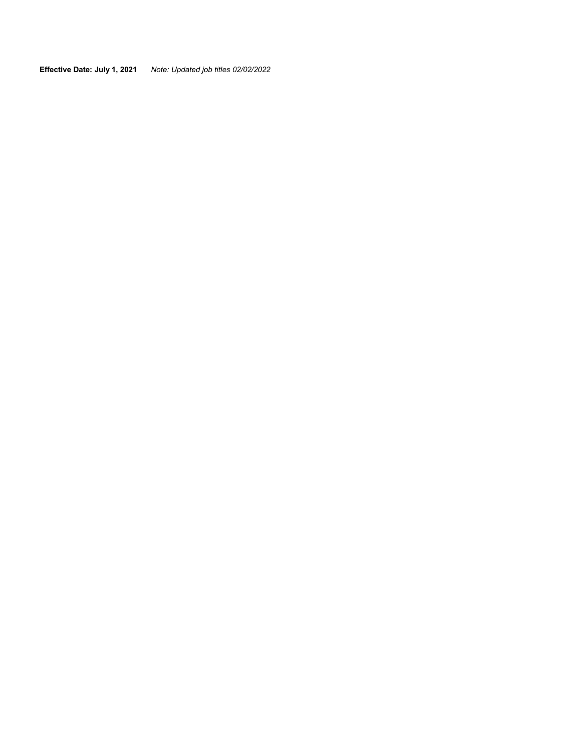**Effective Date: July 1, 2021** *Note: Updated job titles 02/02/2022*